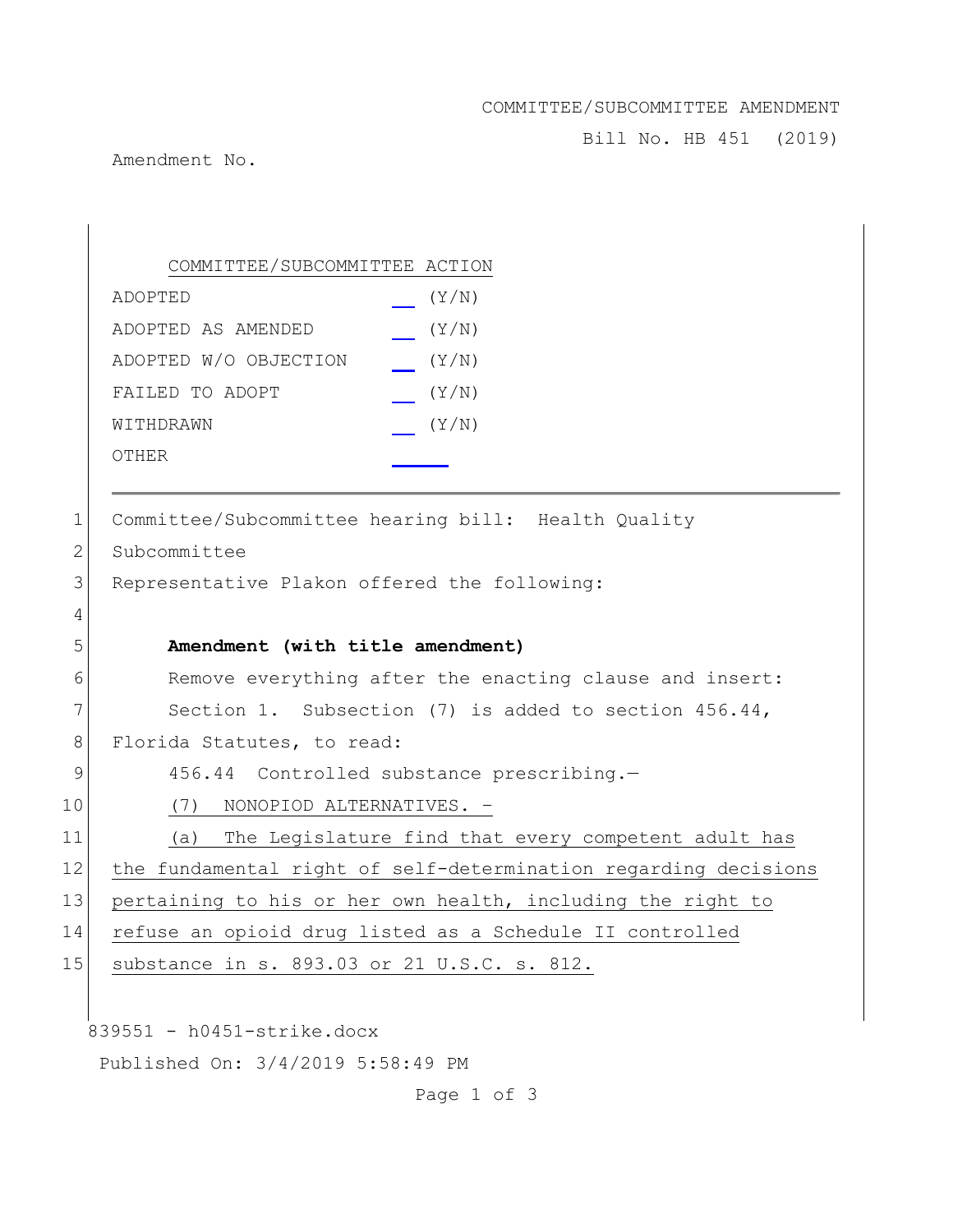COMMITTEE/SUBCOMMITTEE AMENDMENT

Bill No. HB 451 (2019)

Amendment No.

| COMMITTEE/SUBCOMMITTEE ACTION | |
|---|---|
| ADOPTED | __ (Y/N) |
| ADOPTED AS AMENDED | __ (Y/N) |
| ADOPTED W/O OBJECTION | __ (Y/N) |
| FAILED TO ADOPT | __ (Y/N) |
| WITHDRAWN | __ (Y/N) |
| OTHER | ____ |

Committee/Subcommittee hearing bill: Health Quality Subcommittee

Representative Plakon offered the following:

**Amendment (with title amendment)**

Remove everything after the enacting clause and insert:

Section 1. Subsection (7) is added to section 456.44, Florida Statutes, to read:

456.44 Controlled substance prescribing.—

(7) NONOPIOD ALTERNATIVES. –

(a) The Legislature find that every competent adult has the fundamental right of self-determination regarding decisions pertaining to his or her own health, including the right to refuse an opioid drug listed as a Schedule II controlled substance in s. 893.03 or 21 U.S.C. s. 812.

839551 - h0451-strike.docx

Published On: 3/4/2019 5:58:49 PM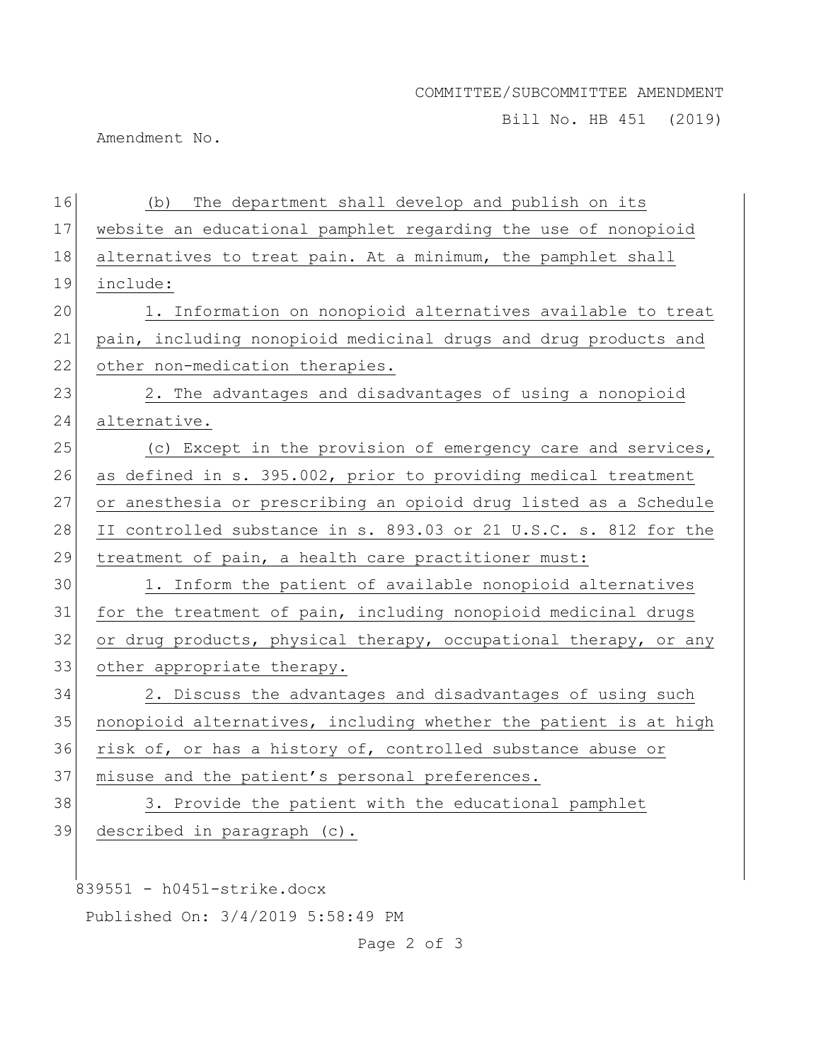(b) The department shall develop and publish on its website an educational pamphlet regarding the use of nonopioid alternatives to treat pain. At a minimum, the pamphlet shall include:

1. Information on nonopioid alternatives available to treat pain, including nonopioid medicinal drugs and drug products and other non-medication therapies.

2. The advantages and disadvantages of using a nonopioid alternative.

(c) Except in the provision of emergency care and services, as defined in s. 395.002, prior to providing medical treatment or anesthesia or prescribing an opioid drug listed as a Schedule II controlled substance in s. 893.03 or 21 U.S.C. s. 812 for the treatment of pain, a health care practitioner must:

1. Inform the patient of available nonopioid alternatives for the treatment of pain, including nonopioid medicinal drugs or drug products, physical therapy, occupational therapy, or any other appropriate therapy.

2. Discuss the advantages and disadvantages of using such nonopioid alternatives, including whether the patient is at high risk of, or has a history of, controlled substance abuse or misuse and the patient's personal preferences.

3. Provide the patient with the educational pamphlet described in paragraph (c).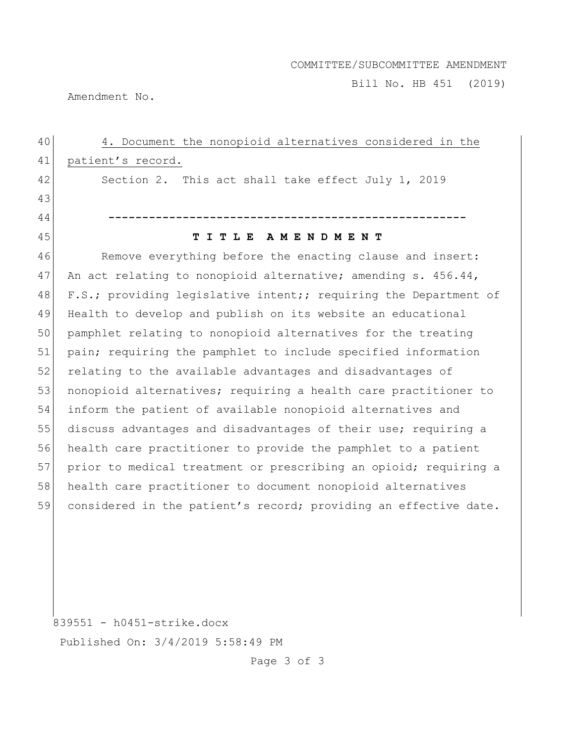4. Document the nonopioid alternatives considered in the patient’s record.

Section 2. This act shall take effect July 1, 2019

-----------------------------------------------------

**T I T L E A M E N D M E N T**

Remove everything before the enacting clause and insert: An act relating to nonopioid alternative; amending s. 456.44, F.S.; providing legislative intent;; requiring the Department of Health to develop and publish on its website an educational pamphlet relating to nonopioid alternatives for the treating pain; requiring the pamphlet to include specified information relating to the available advantages and disadvantages of nonopioid alternatives; requiring a health care practitioner to inform the patient of available nonopioid alternatives and discuss advantages and disadvantages of their use; requiring a health care practitioner to provide the pamphlet to a patient prior to medical treatment or prescribing an opioid; requiring a health care practitioner to document nonopioid alternatives considered in the patient’s record; providing an effective date.